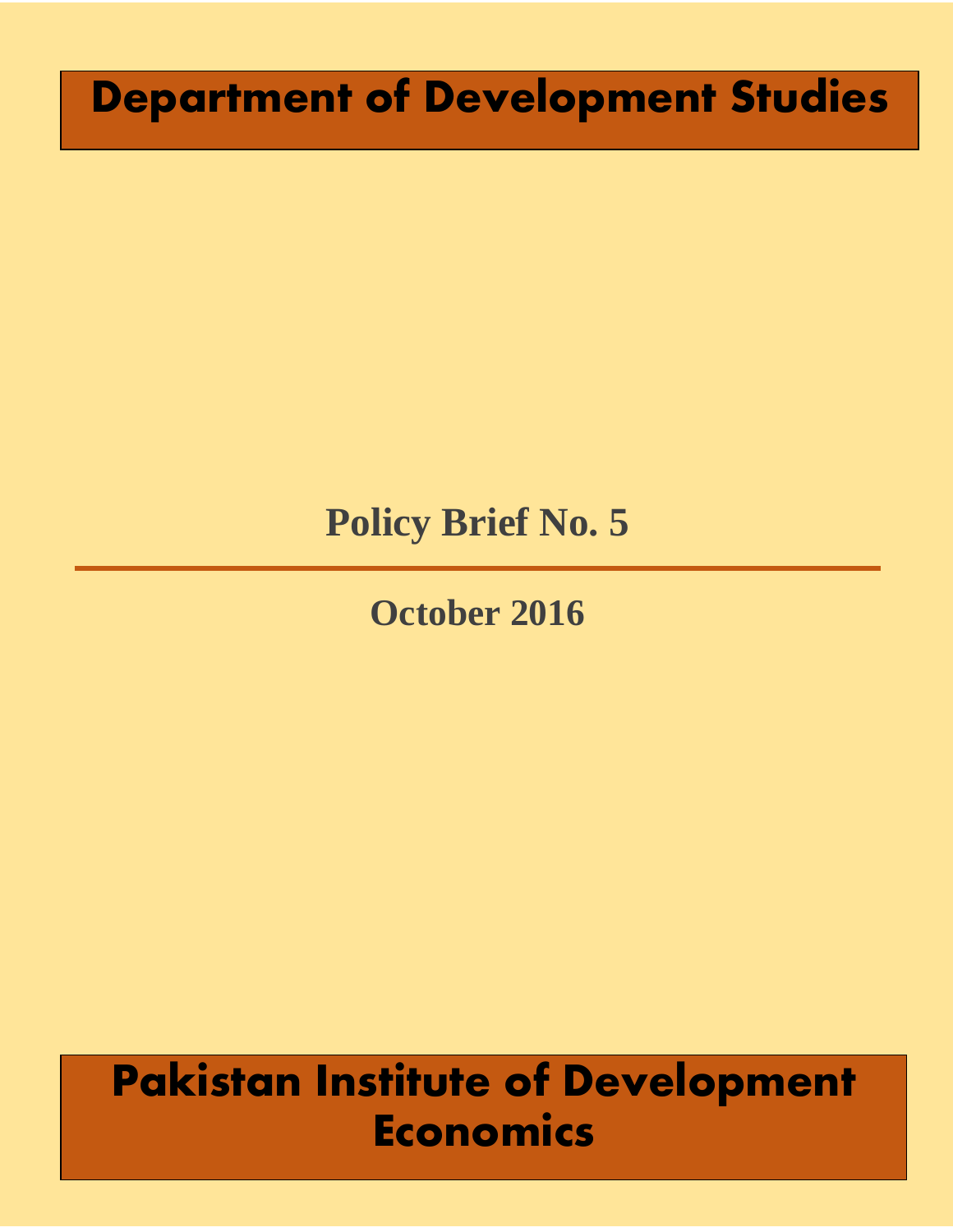# Department of Development Studies

## Policy Brief No. 5

October 2016

# Pakistan Institute of Development Economics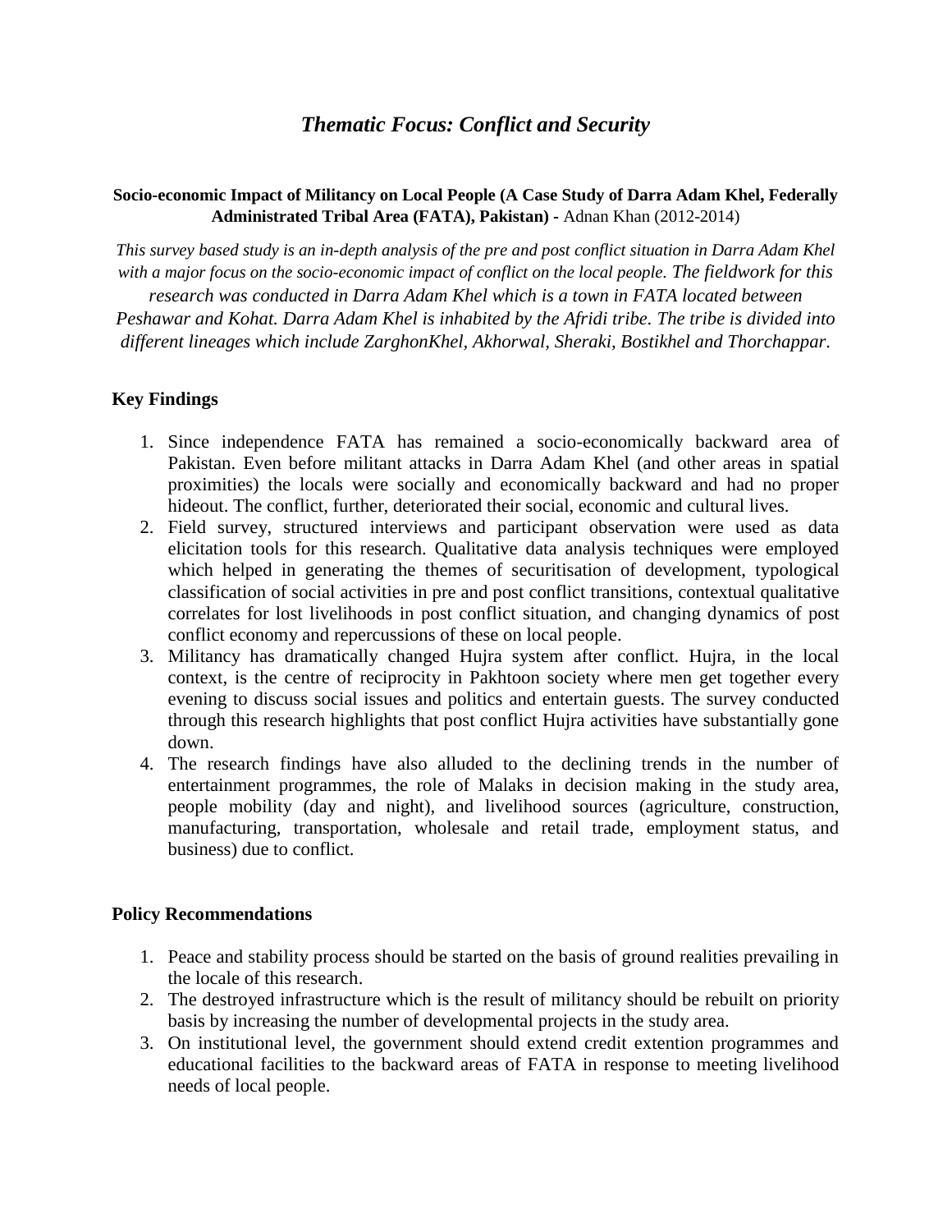# *Thematic Focus: Conflict and Security*

**Socio-economic Impact of Militancy on Local People (A Case Study of Darra Adam Khel, Federally Administrated Tribal Area (FATA), Pakistan) -** Adnan Khan (2012-2014)

*This survey based study is an in-depth analysis of the pre and post conflict situation in Darra Adam Khel with a major focus on the socio-economic impact of conflict on the local people. The fieldwork for this research was conducted in Darra Adam Khel which is a town in FATA located between Peshawar and Kohat. Darra Adam Khel is inhabited by the Afridi tribe. The tribe is divided into different lineages which include ZarghonKhel, Akhorwal, Sheraki, Bostikhel and Thorchappar.*

## Key Findings

1. Since independence FATA has remained a socio-economically backward area of Pakistan. Even before militant attacks in Darra Adam Khel (and other areas in spatial proximities) the locals were socially and economically backward and had no proper hideout. The conflict, further, deteriorated their social, economic and cultural lives.
2. Field survey, structured interviews and participant observation were used as data elicitation tools for this research. Qualitative data analysis techniques were employed which helped in generating the themes of securitisation of development, typological classification of social activities in pre and post conflict transitions, contextual qualitative correlates for lost livelihoods in post conflict situation, and changing dynamics of post conflict economy and repercussions of these on local people.
3. Militancy has dramatically changed Hujra system after conflict. Hujra, in the local context, is the centre of reciprocity in Pakhtoon society where men get together every evening to discuss social issues and politics and entertain guests. The survey conducted through this research highlights that post conflict Hujra activities have substantially gone down.
4. The research findings have also alluded to the declining trends in the number of entertainment programmes, the role of Malaks in decision making in the study area, people mobility (day and night), and livelihood sources (agriculture, construction, manufacturing, transportation, wholesale and retail trade, employment status, and business) due to conflict.

## Policy Recommendations

1. Peace and stability process should be started on the basis of ground realities prevailing in the locale of this research.
2. The destroyed infrastructure which is the result of militancy should be rebuilt on priority basis by increasing the number of developmental projects in the study area.
3. On institutional level, the government should extend credit extention programmes and educational facilities to the backward areas of FATA in response to meeting livelihood needs of local people.